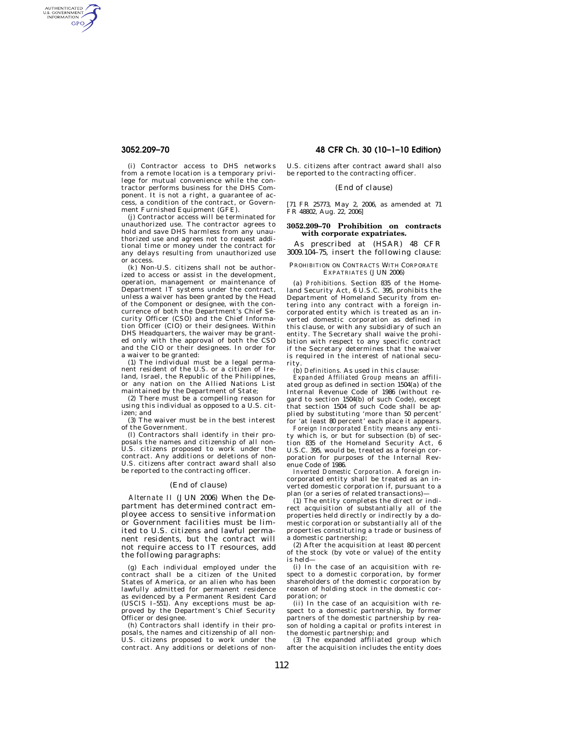(i) Contractor access to DHS networks from a remote location is a temporary privilege for mutual convenience while the contractor performs business for the DHS Component. It is not a right, a guarantee of access, a condition of the contract, or Government Furnished Equipment (GFE).

(j) Contractor access will be terminated for unauthorized use. The contractor agrees to hold and save DHS harmless from any unauthorized use and agrees not to request additional time or money under the contract for any delays resulting from unauthorized use or access.

(k) Non-U.S. citizens shall not be authorized to access or assist in the development, operation, management or maintenance of Department IT systems under the contract, unless a waiver has been granted by the Head of the Component or designee, with the concurrence of both the Department's Chief Security Officer (CSO) and the Chief Information Officer (CIO) or their designees. Within DHS Headquarters, the waiver may be granted only with the approval of both the CSO and the CIO or their designees. In order for a waiver to be granted:

(1) The individual must be a legal permanent resident of the U.S. or a citizen of Ireland, Israel, the Republic of the Philippines, or any nation on the Allied Nations List maintained by the Department of State;

(2) There must be a compelling reason for using this individual as opposed to a U.S. citizen; and

(3) The waiver must be in the best interest of the Government.

(l) Contractors shall identify in their proposals the names and citizenship of all non-U.S. citizens proposed to work under the contract. Any additions or deletions of non-U.S. citizens after contract award shall also be reported to the contracting officer.

(End of clause)

*Alternate II* (JUN 2006) When the Department has determined contract employee access to sensitive information or Government facilities must be limited to U.S. citizens and lawful permanent residents, but the contract will not require access to IT resources, add the following paragraphs:

(g) Each individual employed under the contract shall be a citizen of the United States of America, or an alien who has been lawfully admitted for permanent residence as evidenced by a Permanent Resident Card (USCIS I–551). Any exceptions must be approved by the Department's Chief Security Officer or designee.

(h) Contractors shall identify in their proposals, the names and citizenship of all non-U.S. citizens proposed to work under the contract. Any additions or deletions of non-U.S. citizens after contract award shall also be reported to the contracting officer.

(End of clause)

[71 FR 25773, May 2, 2006, as amended at 71 FR 48802, Aug. 22, 2006]

## 3052.209–70 Prohibition on contracts with corporate expatriates.

As prescribed at (HSAR) 48 CFR 3009.104–75, insert the following clause:

PROHIBITION ON CONTRACTS WITH CORPORATE EXPATRIATES (JUN 2006)

(a) *Prohibitions.* Section 835 of the Homeland Security Act, 6 U.S.C. 395, prohibits the Department of Homeland Security from entering into any contract with a foreign incorporated entity which is treated as an inverted domestic corporation as defined in this clause, or with any subsidiary of such an entity. The Secretary shall waive the prohibition with respect to any specific contract if the Secretary determines that the waiver is required in the interest of national security.

(b) *Definitions.* As used in this clause:

*Expanded Affiliated Group* means an affiliated group as defined in section 1504(a) of the Internal Revenue Code of 1986 (without regard to section 1504(b) of such Code), except that section 1504 of such Code shall be applied by substituting 'more than 50 percent' for 'at least 80 percent' each place it appears.

*Foreign Incorporated Entity* means any entity which is, or but for subsection (b) of section 835 of the Homeland Security Act, 6 U.S.C. 395, would be, treated as a foreign corporation for purposes of the Internal Revenue Code of 1986.

*Inverted Domestic Corporation.* A foreign incorporated entity shall be treated as an inverted domestic corporation if, pursuant to a plan (or a series of related transactions)—

(1) The entity completes the direct or indirect acquisition of substantially all of the properties held directly or indirectly by a domestic corporation or substantially all of the properties constituting a trade or business of a domestic partnership;

(2) After the acquisition at least 80 percent of the stock (by vote or value) of the entity is held—

(i) In the case of an acquisition with respect to a domestic corporation, by former shareholders of the domestic corporation by reason of holding stock in the domestic corporation; or

(ii) In the case of an acquisition with respect to a domestic partnership, by former partners of the domestic partnership by reason of holding a capital or profits interest in the domestic partnership; and

(3) The expanded affiliated group which after the acquisition includes the entity does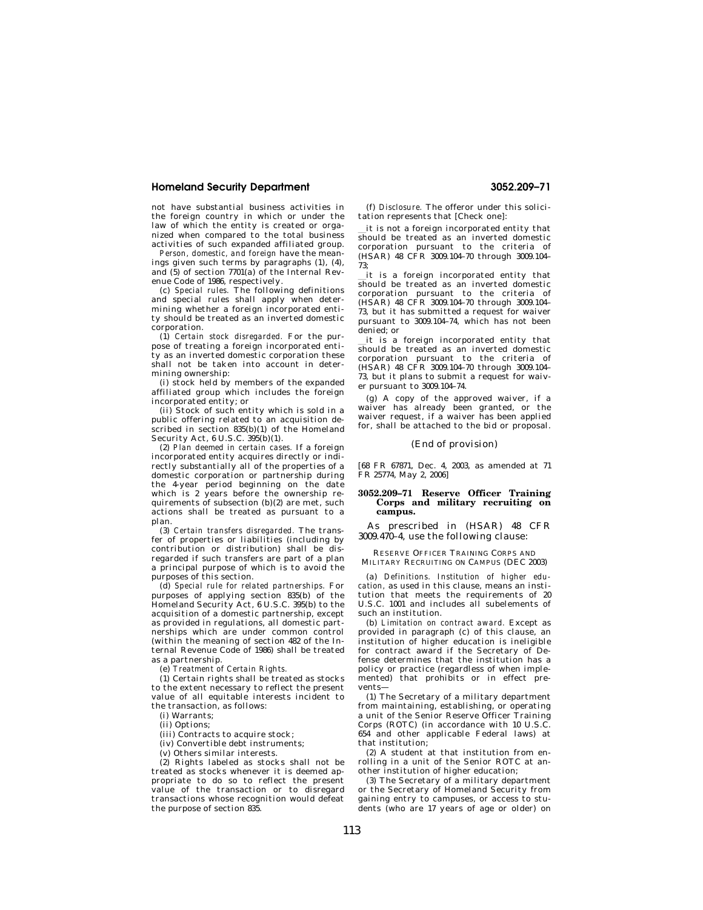not have substantial business activities in the foreign country in which or under the law of which the entity is created or organized when compared to the total business activities of such expanded affiliated group.

*Person, domestic, and foreign* have the meanings given such terms by paragraphs (1), (4), and (5) of section 7701(a) of the Internal Revenue Code of 1986, respectively.

(c) *Special rules.* The following definitions and special rules shall apply when determining whether a foreign incorporated entity should be treated as an inverted domestic corporation.

(1) *Certain stock disregarded.* For the purpose of treating a foreign incorporated entity as an inverted domestic corporation these shall not be taken into account in determining ownership:

(i) stock held by members of the expanded affiliated group which includes the foreign incorporated entity; or

(ii) Stock of such entity which is sold in a public offering related to an acquisition described in section 835(b)(1) of the Homeland Security Act, 6 U.S.C. 395(b)(1).

(2) *Plan deemed in certain cases.* If a foreign incorporated entity acquires directly or indirectly substantially all of the properties of a domestic corporation or partnership during the 4-year period beginning on the date which is 2 years before the ownership requirements of subsection (b)(2) are met, such actions shall be treated as pursuant to a plan.

(3) *Certain transfers disregarded.* The transfer of properties or liabilities (including by contribution or distribution) shall be disregarded if such transfers are part of a plan a principal purpose of which is to avoid the purposes of this section.

(d) *Special rule for related partnerships.* For purposes of applying section 835(b) of the Homeland Security Act, 6 U.S.C. 395(b) to the acquisition of a domestic partnership, except as provided in regulations, all domestic partnerships which are under common control (within the meaning of section 482 of the Internal Revenue Code of 1986) shall be treated as a partnership.

(e) *Treatment of Certain Rights.*

(1) Certain rights shall be treated as stocks to the extent necessary to reflect the present value of all equitable interests incident to the transaction, as follows:

(i) Warrants;

(ii) Options;

(iii) Contracts to acquire stock;

(iv) Convertible debt instruments;

(v) Others similar interests.

(2) Rights labeled as stocks shall not be treated as stocks whenever it is deemed appropriate to do so to reflect the present value of the transaction or to disregard transactions whose recognition would defeat the purpose of section 835.

(f) *Disclosure.* The offeror under this solicitation represents that [Check one]:

__it is not a foreign incorporated entity that should be treated as an inverted domestic corporation pursuant to the criteria of (HSAR) 48 CFR 3009.104–70 through 3009.104–73;

__it is a foreign incorporated entity that should be treated as an inverted domestic corporation pursuant to the criteria of (HSAR) 48 CFR 3009.104–70 through 3009.104–73, but it has submitted a request for waiver pursuant to 3009.104–74, which has not been denied; or

__it is a foreign incorporated entity that should be treated as an inverted domestic corporation pursuant to the criteria of (HSAR) 48 CFR 3009.104–70 through 3009.104–73, but it plans to submit a request for waiver pursuant to 3009.104–74.

(g) A copy of the approved waiver, if a waiver has already been granted, or the waiver request, if a waiver has been applied for, shall be attached to the bid or proposal.

(End of provision)

[68 FR 67871, Dec. 4, 2003, as amended at 71 FR 25774, May 2, 2006]

## 3052.209–71 Reserve Officer Training Corps and military recruiting on campus.

As prescribed in (HSAR) 48 CFR 3009.470–4, use the following clause:

RESERVE OFFICER TRAINING CORPS AND MILITARY RECRUITING ON CAMPUS (DEC 2003)

(a) *Definitions. Institution of higher education,* as used in this clause, means an institution that meets the requirements of 20 U.S.C. 1001 and includes all subelements of such an institution.

(b) *Limitation on contract award.* Except as provided in paragraph (c) of this clause, an institution of higher education is ineligible for contract award if the Secretary of Defense determines that the institution has a policy or practice (regardless of when implemented) that prohibits or in effect prevents—

(1) The Secretary of a military department from maintaining, establishing, or operating a unit of the Senior Reserve Officer Training Corps (ROTC) (in accordance with 10 U.S.C. 654 and other applicable Federal laws) at that institution;

(2) A student at that institution from enrolling in a unit of the Senior ROTC at another institution of higher education;

(3) The Secretary of a military department or the Secretary of Homeland Security from gaining entry to campuses, or access to students (who are 17 years of age or older) on